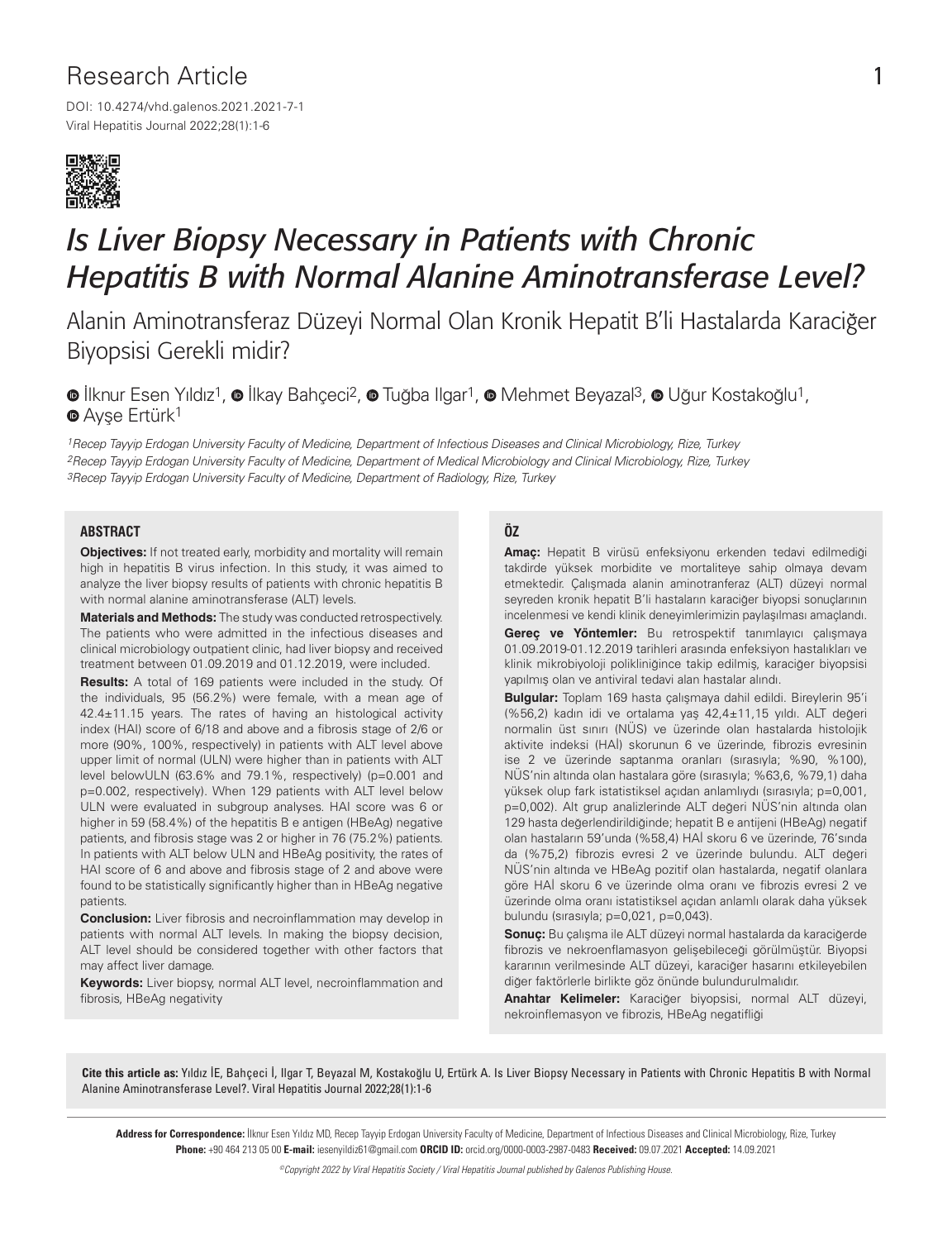Research Article

DOI: 10.4274/vhd.galenos.2021.2021-7-1

# *Is Liver Biopsy Necessary in Patients with Chronic Hepatitis B with Normal Alanine Aminotransferase Level?*

## Alanin Aminotransferaz Düzeyi Normal Olan Kronik Hepatit B'li Hastalarda Karaciğer Biyopsisi Gerekli midir?

İlknur Esen Yıldız[1], İlkay Bahçeci[2], Tuğba Ilgar[1], Mehmet Beyazal[3], Uğur Kostakoğlu[1], Ayşe Ertürk[1]

*[1]Recep Tayyip Erdogan University Faculty of Medicine, Department of Infectious Diseases and Clinical Microbiology, Rize, Turkey*
*[2]Recep Tayyip Erdogan University Faculty of Medicine, Department of Medical Microbiology and Clinical Microbiology, Rize, Turkey*
*[3]Recep Tayyip Erdogan University Faculty of Medicine, Department of Radiology, Rize, Turkey*

### ABSTRACT

**Objectives:** If not treated early, morbidity and mortality will remain high in hepatitis B virus infection. In this study, it was aimed to analyze the liver biopsy results of patients with chronic hepatitis B with normal alanine aminotransferase (ALT) levels.

**Materials and Methods:** The study was conducted retrospectively. The patients who were admitted in the infectious diseases and clinical microbiology outpatient clinic, had liver biopsy and received treatment between 01.09.2019 and 01.12.2019, were included.

**Results:** A total of 169 patients were included in the study. Of the individuals, 95 (56.2%) were female, with a mean age of 42.4±11.15 years. The rates of having an histological activity index (HAI) score of 6/18 and above and a fibrosis stage of 2/6 or more (90%, 100%, respectively) in patients with ALT level above upper limit of normal (ULN) were higher than in patients with ALT level belowULN (63.6% and 79.1%, respectively) (p=0.001 and p=0.002, respectively). When 129 patients with ALT level below ULN were evaluated in subgroup analyses. HAI score was 6 or higher in 59 (58.4%) of the hepatitis B e antigen (HBeAg) negative patients, and fibrosis stage was 2 or higher in 76 (75.2%) patients. In patients with ALT below ULN and HBeAg positivity, the rates of HAI score of 6 and above and fibrosis stage of 2 and above were found to be statistically significantly higher than in HBeAg negative patients.

**Conclusion:** Liver fibrosis and necroinflammation may develop in patients with normal ALT levels. In making the biopsy decision, ALT level should be considered together with other factors that may affect liver damage.

**Keywords:** Liver biopsy, normal ALT level, necroinflammation and fibrosis, HBeAg negativity

### ÖZ

**Amaç:** Hepatit B virüsü enfeksiyonu erkenden tedavi edilmediği takdirde yüksek morbidite ve mortaliteye sahip olmaya devam etmektedir. Çalışmada alanin aminotranferaz (ALT) düzeyi normal seyreden kronik hepatit B'li hastaların karaciğer biyopsi sonuçlarının incelenmesi ve kendi klinik deneyimlerimizin paylaşılması amaçlandı.

**Gereç ve Yöntemler:** Bu retrospektif tanımlayıcı çalışmaya 01.09.2019-01.12.2019 tarihleri arasında enfeksiyon hastalıkları ve klinik mikrobiyoloji polikliniğince takip edilmiş, karaciğer biyopsisi yapılmış olan ve antiviral tedavi alan hastalar alındı.

**Bulgular:** Toplam 169 hasta çalışmaya dahil edildi. Bireylerin 95'i (%56,2) kadın idi ve ortalama yaş 42,4±11,15 yıldı. ALT değeri normalin üst sınırı (NÜS) ve üzerinde olan hastalarda histolojik aktivite indeksi (HAİ) skorunun 6 ve üzerinde, fibrozis evresinin ise 2 ve üzerinde saptanma oranları (sırasıyla; %90, %100), NÜS'nin altında olan hastalara göre (sırasıyla; %63,6, %79,1) daha yüksek olup fark istatistiksel açıdan anlamlıydı (sırasıyla; p=0,001, p=0,002). Alt grup analizlerinde ALT değeri NÜS'nin altında olan 129 hasta değerlendirildiğinde; hepatit B e antijeni (HBeAg) negatif olan hastaların 59'unda (%58,4) HAİ skoru 6 ve üzerinde, 76'sında da (%75,2) fibrozis evresi 2 ve üzerinde bulundu. ALT değeri NÜS'nin altında ve HBeAg pozitif olan hastalarda, negatif olanlara göre HAİ skoru 6 ve üzerinde olma oranı ve fibrozis evresi 2 ve üzerinde olma oranı istatistiksel açıdan anlamlı olarak daha yüksek bulundu (sırasıyla; p=0,021, p=0,043).

**Sonuç:** Bu çalışma ile ALT düzeyi normal hastalarda da karaciğerde fibrozis ve nekroenflamasyon gelişebileceği görülmüştür. Biyopsi kararının verilmesinde ALT düzeyi, karaciğer hasarını etkileyebilen diğer faktörlerle birlikte göz önünde bulundurulmalıdır.

**Anahtar Kelimeler:** Karaciğer biyopsisi, normal ALT düzeyi, nekroinflemasyon ve fibrozis, HBeAg negatifliği

**Cite this article as:** Yıldız İE, Bahçeci İ, Ilgar T, Beyazal M, Kostakoğlu U, Ertürk A. Is Liver Biopsy Necessary in Patients with Chronic Hepatitis B with Normal Alanine Aminotransferase Level?. Viral Hepatitis Journal 2022;28(1):1-6

**Address for Correspondence:** İlknur Esen Yıldız MD, Recep Tayyip Erdogan University Faculty of Medicine, Department of Infectious Diseases and Clinical Microbiology, Rize, Turkey
**Phone:** +90 464 213 05 00 **E-mail:** iesenyildiz61@gmail.com **ORCID ID:** orcid.org/0000-0003-2987-0483 **Received:** 09.07.2021 **Accepted:** 14.09.2021

*©Copyright 2022 by Viral Hepatitis Society / Viral Hepatitis Journal published by Galenos Publishing House.*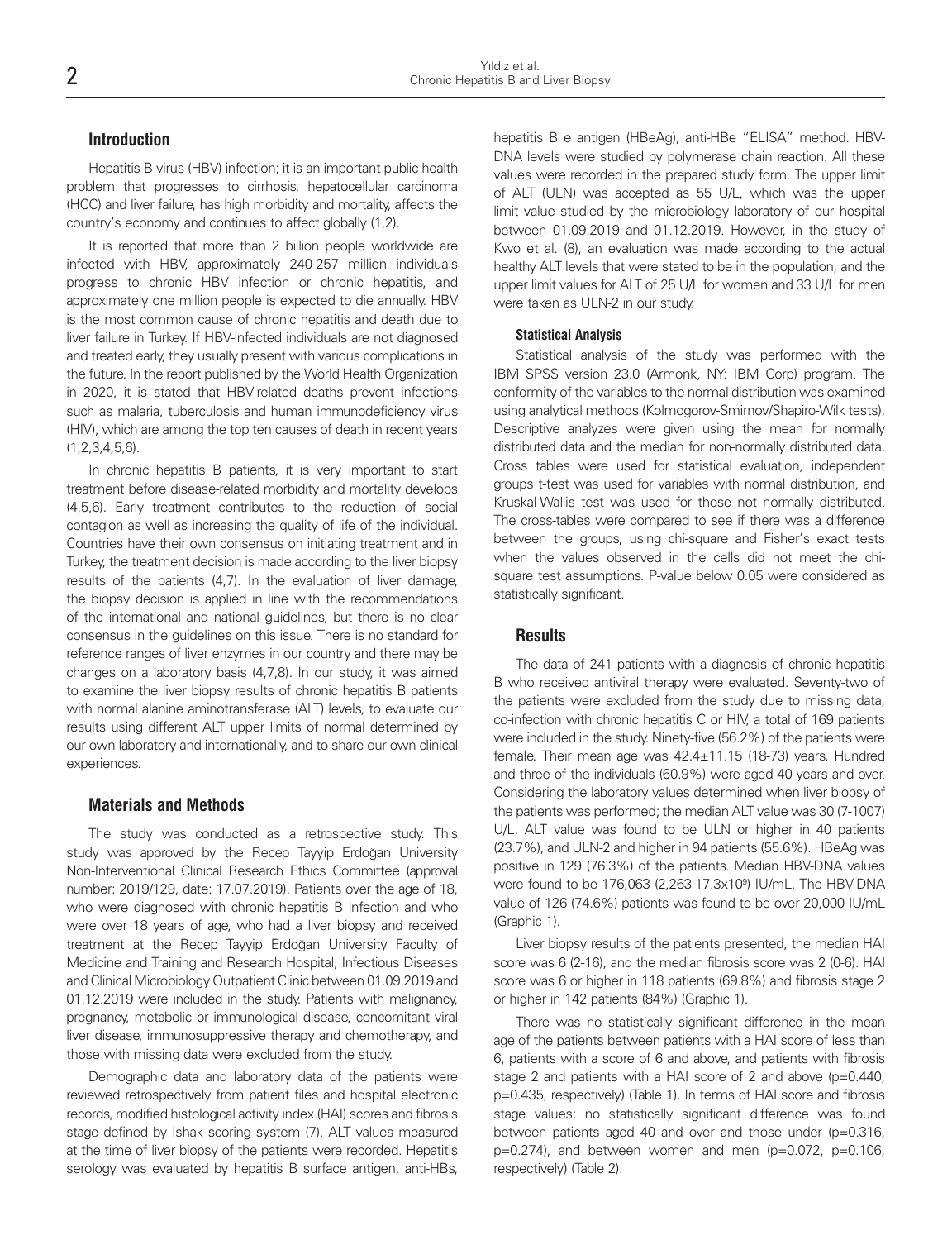## Introduction

Hepatitis B virus (HBV) infection; it is an important public health problem that progresses to cirrhosis, hepatocellular carcinoma (HCC) and liver failure, has high morbidity and mortality, affects the country's economy and continues to affect globally (1,2).

It is reported that more than 2 billion people worldwide are infected with HBV, approximately 240-257 million individuals progress to chronic HBV infection or chronic hepatitis, and approximately one million people is expected to die annually. HBV is the most common cause of chronic hepatitis and death due to liver failure in Turkey. If HBV-infected individuals are not diagnosed and treated early, they usually present with various complications in the future. In the report published by the World Health Organization in 2020, it is stated that HBV-related deaths prevent infections such as malaria, tuberculosis and human immunodeficiency virus (HIV), which are among the top ten causes of death in recent years (1,2,3,4,5,6).

In chronic hepatitis B patients, it is very important to start treatment before disease-related morbidity and mortality develops (4,5,6). Early treatment contributes to the reduction of social contagion as well as increasing the quality of life of the individual. Countries have their own consensus on initiating treatment and in Turkey, the treatment decision is made according to the liver biopsy results of the patients (4,7). In the evaluation of liver damage, the biopsy decision is applied in line with the recommendations of the international and national guidelines, but there is no clear consensus in the guidelines on this issue. There is no standard for reference ranges of liver enzymes in our country and there may be changes on a laboratory basis (4,7,8). In our study, it was aimed to examine the liver biopsy results of chronic hepatitis B patients with normal alanine aminotransferase (ALT) levels, to evaluate our results using different ALT upper limits of normal determined by our own laboratory and internationally, and to share our own clinical experiences.

## Materials and Methods

The study was conducted as a retrospective study. This study was approved by the Recep Tayyip Erdoğan University Non-Interventional Clinical Research Ethics Committee (approval number: 2019/129, date: 17.07.2019). Patients over the age of 18, who were diagnosed with chronic hepatitis B infection and who were over 18 years of age, who had a liver biopsy and received treatment at the Recep Tayyip Erdoğan University Faculty of Medicine and Training and Research Hospital, Infectious Diseases and Clinical Microbiology Outpatient Clinic between 01.09.2019 and 01.12.2019 were included in the study. Patients with malignancy, pregnancy, metabolic or immunological disease, concomitant viral liver disease, immunosuppressive therapy and chemotherapy, and those with missing data were excluded from the study.

Demographic data and laboratory data of the patients were reviewed retrospectively from patient files and hospital electronic records, modified histological activity index (HAI) scores and fibrosis stage defined by Ishak scoring system (7). ALT values measured at the time of liver biopsy of the patients were recorded. Hepatitis serology was evaluated by hepatitis B surface antigen, anti-HBs, hepatitis B e antigen (HBeAg), anti-HBe "ELISA" method. HBV-DNA levels were studied by polymerase chain reaction. All these values were recorded in the prepared study form. The upper limit of ALT (ULN) was accepted as 55 U/L, which was the upper limit value studied by the microbiology laboratory of our hospital between 01.09.2019 and 01.12.2019. However, in the study of Kwo et al. (8), an evaluation was made according to the actual healthy ALT levels that were stated to be in the population, and the upper limit values for ALT of 25 U/L for women and 33 U/L for men were taken as ULN-2 in our study.

### Statistical Analysis

Statistical analysis of the study was performed with the IBM SPSS version 23.0 (Armonk, NY: IBM Corp) program. The conformity of the variables to the normal distribution was examined using analytical methods (Kolmogorov-Smirnov/Shapiro-Wilk tests). Descriptive analyzes were given using the mean for normally distributed data and the median for non-normally distributed data. Cross tables were used for statistical evaluation, independent groups t-test was used for variables with normal distribution, and Kruskal-Wallis test was used for those not normally distributed. The cross-tables were compared to see if there was a difference between the groups, using chi-square and Fisher's exact tests when the values observed in the cells did not meet the chi-square test assumptions. P-value below 0.05 were considered as statistically significant.

## Results

The data of 241 patients with a diagnosis of chronic hepatitis B who received antiviral therapy were evaluated. Seventy-two of the patients were excluded from the study due to missing data, co-infection with chronic hepatitis C or HIV, a total of 169 patients were included in the study. Ninety-five (56.2%) of the patients were female. Their mean age was 42.4±11.15 (18-73) years. Hundred and three of the individuals (60.9%) were aged 40 years and over. Considering the laboratory values determined when liver biopsy of the patients was performed; the median ALT value was 30 (7-1007) U/L. ALT value was found to be ULN or higher in 40 patients (23.7%), and ULN-2 and higher in 94 patients (55.6%). HBeAg was positive in 129 (76.3%) of the patients. Median HBV-DNA values were found to be 176,063 (2,263-17.3x10$^{9}$) IU/mL. The HBV-DNA value of 126 (74.6%) patients was found to be over 20,000 IU/mL (Graphic 1).

Liver biopsy results of the patients presented, the median HAI score was 6 (2-16), and the median fibrosis score was 2 (0-6). HAI score was 6 or higher in 118 patients (69.8%) and fibrosis stage 2 or higher in 142 patients (84%) (Graphic 1).

There was no statistically significant difference in the mean age of the patients between patients with a HAI score of less than 6, patients with a score of 6 and above, and patients with fibrosis stage 2 and patients with a HAI score of 2 and above (p=0.440, p=0.435, respectively) (Table 1). In terms of HAI score and fibrosis stage values; no statistically significant difference was found between patients aged 40 and over and those under (p=0.316, p=0.274), and between women and men (p=0.072, p=0.106, respectively) (Table 2).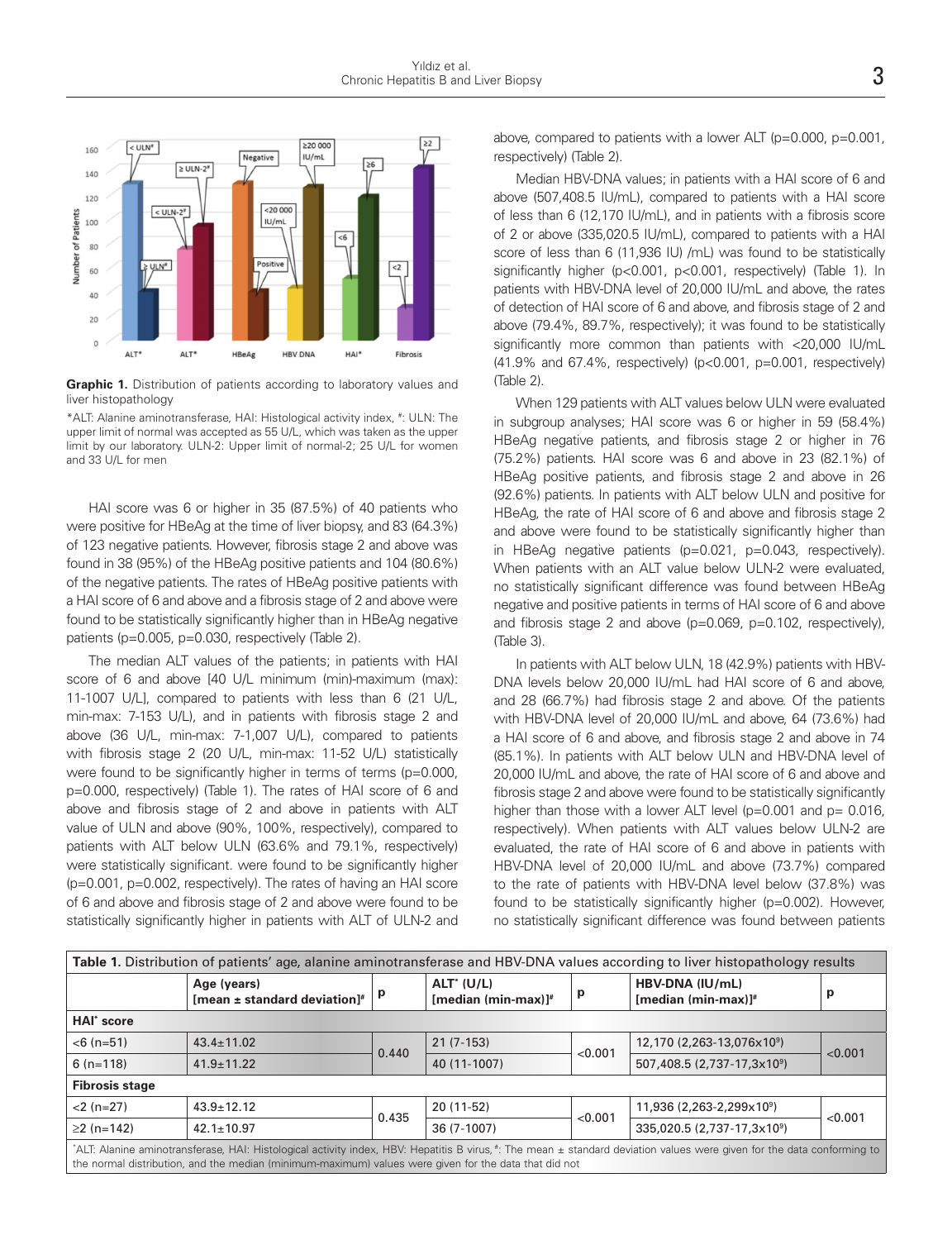**Graphic 1.** Distribution of patients according to laboratory values and liver histopathology

*ALT: Alanine aminotransferase, HAI: Histological activity index, #: ULN: The upper limit of normal was accepted as 55 U/L, which was taken as the upper limit by our laboratory. ULN-2: Upper limit of normal-2; 25 U/L for women and 33 U/L for men

HAI score was 6 or higher in 35 (87.5%) of 40 patients who were positive for HBeAg at the time of liver biopsy, and 83 (64.3%) of 123 negative patients. However, fibrosis stage 2 and above was found in 38 (95%) of the HBeAg positive patients and 104 (80.6%) of the negative patients. The rates of HBeAg positive patients with a HAI score of 6 and above and a fibrosis stage of 2 and above were found to be statistically significantly higher than in HBeAg negative patients (p=0.005, p=0.030, respectively (Table 2).

The median ALT values of the patients; in patients with HAI score of 6 and above [40 U/L minimum (min)-maximum (max): 11-1007 U/L], compared to patients with less than 6 (21 U/L, min-max: 7-153 U/L), and in patients with fibrosis stage 2 and above (36 U/L, min-max: 7-1,007 U/L), compared to patients with fibrosis stage 2 (20 U/L, min-max: 11-52 U/L) statistically were found to be significantly higher in terms of terms (p=0.000, p=0.000, respectively) (Table 1). The rates of HAI score of 6 and above and fibrosis stage of 2 and above in patients with ALT value of ULN and above (90%, 100%, respectively), compared to patients with ALT below ULN (63.6% and 79.1%, respectively) were statistically significant. were found to be significantly higher (p=0.001, p=0.002, respectively). The rates of having an HAI score of 6 and above and fibrosis stage of 2 and above were found to be statistically significantly higher in patients with ALT of ULN-2 and above, compared to patients with a lower ALT (p=0.000, p=0.001, respectively) (Table 2).

Median HBV-DNA values; in patients with a HAI score of 6 and above (507,408.5 IU/mL), compared to patients with a HAI score of less than 6 (12,170 IU/mL), and in patients with a fibrosis score of 2 or above (335,020.5 IU/mL), compared to patients with a HAI score of less than 6 (11,936 IU) /mL) was found to be statistically significantly higher (p<0.001, p<0.001, respectively) (Table 1). In patients with HBV-DNA level of 20,000 IU/mL and above, the rates of detection of HAI score of 6 and above, and fibrosis stage of 2 and above (79.4%, 89.7%, respectively); it was found to be statistically significantly more common than patients with <20,000 IU/mL (41.9% and 67.4%, respectively) (p<0.001, p=0.001, respectively) (Table 2).

When 129 patients with ALT values below ULN were evaluated in subgroup analyses; HAI score was 6 or higher in 59 (58.4%) HBeAg negative patients, and fibrosis stage 2 or higher in 76 (75.2%) patients. HAI score was 6 and above in 23 (82.1%) of HBeAg positive patients, and fibrosis stage 2 and above in 26 (92.6%) patients. In patients with ALT below ULN and positive for HBeAg, the rate of HAI score of 6 and above and fibrosis stage 2 and above were found to be statistically significantly higher than in HBeAg negative patients (p=0.021, p=0.043, respectively). When patients with an ALT value below ULN-2 were evaluated, no statistically significant difference was found between HBeAg negative and positive patients in terms of HAI score of 6 and above and fibrosis stage 2 and above (p=0.069, p=0.102, respectively), (Table 3).

In patients with ALT below ULN, 18 (42.9%) patients with HBV-DNA levels below 20,000 IU/mL had HAI score of 6 and above, and 28 (66.7%) had fibrosis stage 2 and above. Of the patients with HBV-DNA level of 20,000 IU/mL and above, 64 (73.6%) had a HAI score of 6 and above, and fibrosis stage 2 and above in 74 (85.1%). In patients with ALT below ULN and HBV-DNA level of 20,000 IU/mL and above, the rate of HAI score of 6 and above and fibrosis stage 2 and above were found to be statistically significantly higher than those with a lower ALT level (p=0.001 and p= 0.016, respectively). When patients with ALT values below ULN-2 are evaluated, the rate of HAI score of 6 and above in patients with HBV-DNA level of 20,000 IU/mL and above (73.7%) compared to the rate of patients with HBV-DNA level below (37.8%) was found to be statistically significantly higher (p=0.002). However, no statistically significant difference was found between patients

**Table 1.** Distribution of patients' age, alanine aminotransferase and HBV-DNA values according to liver histopathology results

| | Age (years) [mean ± standard deviation]# | p | ALT* (U/L) [median (min-max)]# | p | HBV-DNA (IU/mL) [median (min-max)]# | p |
|---|---|---|---|---|---|---|
| **HAI* score** | | | | | | |
| <6 (n=51) | 43.4±11.02 | 0.440 | 21 (7-153) | <0.001 | 12,170 (2,263-13,076x10⁹) | <0.001 |
| 6 (n=118) | 41.9±11.22 | | 40 (11-1007) | | 507,408.5 (2,737-17,3x10⁹) | |
| **Fibrosis stage** | | | | | | |
| <2 (n=27) | 43.9±12.12 | 0.435 | 20 (11-52) | <0.001 | 11,936 (2,263-2,299x10⁹) | <0.001 |
| ≥2 (n=142) | 42.1±10.97 | | 36 (7-1007) | | 335,020.5 (2,737-17,3x10⁹) | |

*ALT: Alanine aminotransferase, HAI: Histological activity index, HBV: Hepatitis B virus, #: The mean ± standard deviation values were given for the data conforming to the normal distribution, and the median (minimum-maximum) values were given for the data that did not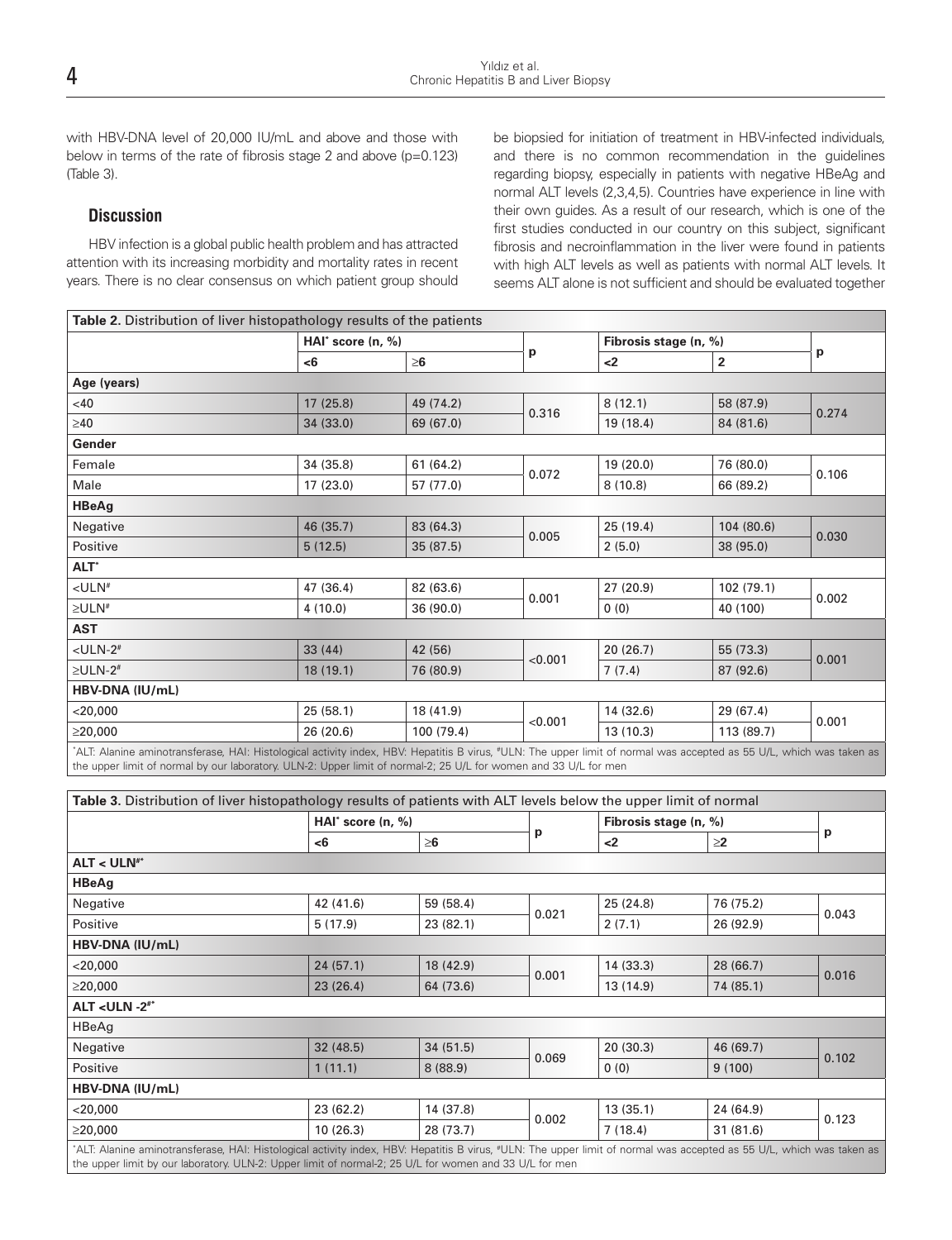with HBV-DNA level of 20,000 IU/mL and above and those with below in terms of the rate of fibrosis stage 2 and above (p=0.123) (Table 3).

## Discussion

HBV infection is a global public health problem and has attracted attention with its increasing morbidity and mortality rates in recent years. There is no clear consensus on which patient group should be biopsied for initiation of treatment in HBV-infected individuals, and there is no common recommendation in the guidelines regarding biopsy, especially in patients with negative HBeAg and normal ALT levels (2,3,4,5). Countries have experience in line with their own guides. As a result of our research, which is one of the first studies conducted in our country on this subject, significant fibrosis and necroinflammation in the liver were found in patients with high ALT levels as well as patients with normal ALT levels. It seems ALT alone is not sufficient and should be evaluated together

**Table 2.** Distribution of liver histopathology results of the patients

| | HAI* score (n, %) | | p | Fibrosis stage (n, %) | | p |
|---|---|---|---|---|---|---|
| | <6 | ≥6 | | <2 | 2 | |
| **Age (years)** | | | | | | |
| <40 | 17 (25.8) | 49 (74.2) | 0.316 | 8 (12.1) | 58 (87.9) | 0.274 |
| ≥40 | 34 (33.0) | 69 (67.0) | | 19 (18.4) | 84 (81.6) | |
| **Gender** | | | | | | |
| Female | 34 (35.8) | 61 (64.2) | 0.072 | 19 (20.0) | 76 (80.0) | 0.106 |
| Male | 17 (23.0) | 57 (77.0) | | 8 (10.8) | 66 (89.2) | |
| **HBeAg** | | | | | | |
| Negative | 46 (35.7) | 83 (64.3) | 0.005 | 25 (19.4) | 104 (80.6) | 0.030 |
| Positive | 5 (12.5) | 35 (87.5) | | 2 (5.0) | 38 (95.0) | |
| **ALT*** | | | | | | |
| <ULN# | 47 (36.4) | 82 (63.6) | 0.001 | 27 (20.9) | 102 (79.1) | 0.002 |
| ≥ULN# | 4 (10.0) | 36 (90.0) | | 0 (0) | 40 (100) | |
| **AST** | | | | | | |
| <ULN-2# | 33 (44) | 42 (56) | <0.001 | 20 (26.7) | 55 (73.3) | 0.001 |
| ≥ULN-2# | 18 (19.1) | 76 (80.9) | | 7 (7.4) | 87 (92.6) | |
| **HBV-DNA (IU/mL)** | | | | | | |
| <20,000 | 25 (58.1) | 18 (41.9) | <0.001 | 14 (32.6) | 29 (67.4) | 0.001 |
| ≥20,000 | 26 (20.6) | 100 (79.4) | | 13 (10.3) | 113 (89.7) | |

*ALT: Alanine aminotransferase, HAI: Histological activity index, HBV: Hepatitis B virus, #ULN: The upper limit of normal was accepted as 55 U/L, which was taken as the upper limit of normal by our laboratory. ULN-2: Upper limit of normal-2; 25 U/L for women and 33 U/L for men

**Table 3.** Distribution of liver histopathology results of patients with ALT levels below the upper limit of normal

| | HAI* score (n, %) | | p | Fibrosis stage (n, %) | | p |
|---|---|---|---|---|---|---|
| | <6 | ≥6 | | <2 | ≥2 | |
| **ALT < ULN#*** | | | | | | |
| **HBeAg** | | | | | | |
| Negative | 42 (41.6) | 59 (58.4) | 0.021 | 25 (24.8) | 76 (75.2) | 0.043 |
| Positive | 5 (17.9) | 23 (82.1) | | 2 (7.1) | 26 (92.9) | |
| **HBV-DNA (IU/mL)** | | | | | | |
| <20,000 | 24 (57.1) | 18 (42.9) | 0.001 | 14 (33.3) | 28 (66.7) | 0.016 |
| ≥20,000 | 23 (26.4) | 64 (73.6) | | 13 (14.9) | 74 (85.1) | |
| **ALT <ULN -2#*** | | | | | | |
| HBeAg | | | | | | |
| Negative | 32 (48.5) | 34 (51.5) | 0.069 | 20 (30.3) | 46 (69.7) | 0.102 |
| Positive | 1 (11.1) | 8 (88.9) | | 0 (0) | 9 (100) | |
| **HBV-DNA (IU/mL)** | | | | | | |
| <20,000 | 23 (62.2) | 14 (37.8) | 0.002 | 13 (35.1) | 24 (64.9) | 0.123 |
| ≥20,000 | 10 (26.3) | 28 (73.7) | | 7 (18.4) | 31 (81.6) | |

*ALT: Alanine aminotransferase, HAI: Histological activity index, HBV: Hepatitis B virus, #ULN: The upper limit of normal was accepted as 55 U/L, which was taken as the upper limit by our laboratory. ULN-2: Upper limit of normal-2; 25 U/L for women and 33 U/L for men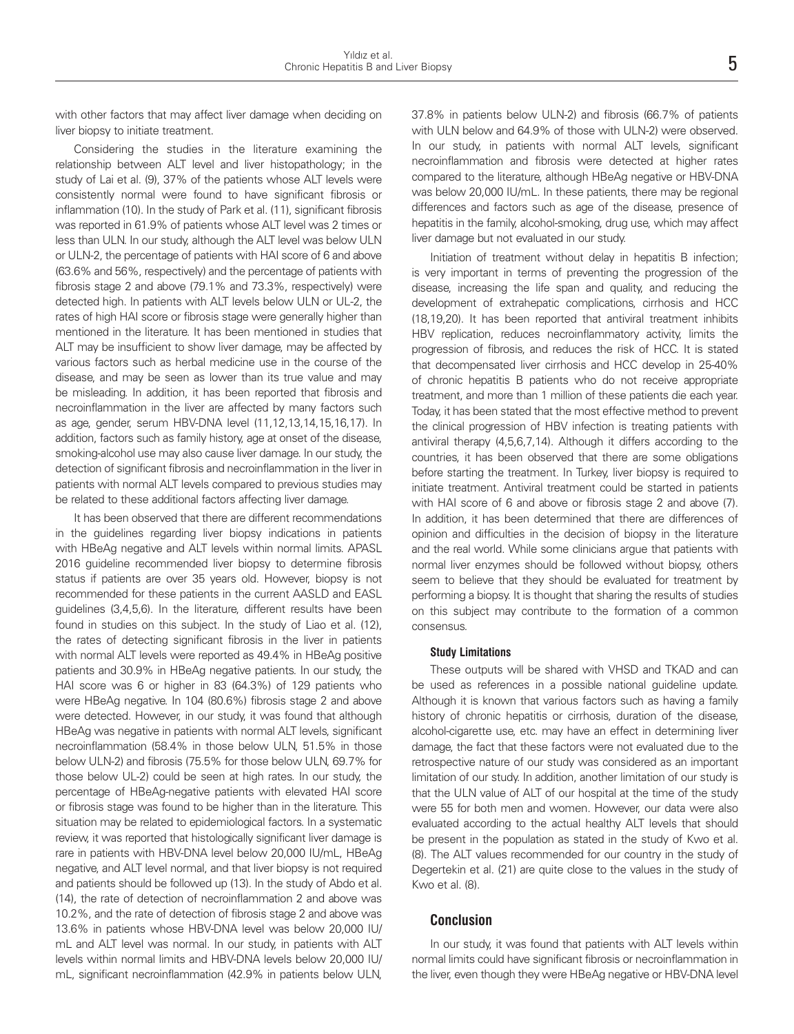with other factors that may affect liver damage when deciding on liver biopsy to initiate treatment.

Considering the studies in the literature examining the relationship between ALT level and liver histopathology; in the study of Lai et al. (9), 37% of the patients whose ALT levels were consistently normal were found to have significant fibrosis or inflammation (10). In the study of Park et al. (11), significant fibrosis was reported in 61.9% of patients whose ALT level was 2 times or less than ULN. In our study, although the ALT level was below ULN or ULN-2, the percentage of patients with HAI score of 6 and above (63.6% and 56%, respectively) and the percentage of patients with fibrosis stage 2 and above (79.1% and 73.3%, respectively) were detected high. In patients with ALT levels below ULN or UL-2, the rates of high HAI score or fibrosis stage were generally higher than mentioned in the literature. It has been mentioned in studies that ALT may be insufficient to show liver damage, may be affected by various factors such as herbal medicine use in the course of the disease, and may be seen as lower than its true value and may be misleading. In addition, it has been reported that fibrosis and necroinflammation in the liver are affected by many factors such as age, gender, serum HBV-DNA level (11,12,13,14,15,16,17). In addition, factors such as family history, age at onset of the disease, smoking-alcohol use may also cause liver damage. In our study, the detection of significant fibrosis and necroinflammation in the liver in patients with normal ALT levels compared to previous studies may be related to these additional factors affecting liver damage.

It has been observed that there are different recommendations in the guidelines regarding liver biopsy indications in patients with HBeAg negative and ALT levels within normal limits. APASL 2016 guideline recommended liver biopsy to determine fibrosis status if patients are over 35 years old. However, biopsy is not recommended for these patients in the current AASLD and EASL guidelines (3,4,5,6). In the literature, different results have been found in studies on this subject. In the study of Liao et al. (12), the rates of detecting significant fibrosis in the liver in patients with normal ALT levels were reported as 49.4% in HBeAg positive patients and 30.9% in HBeAg negative patients. In our study, the HAI score was 6 or higher in 83 (64.3%) of 129 patients who were HBeAg negative. In 104 (80.6%) fibrosis stage 2 and above were detected. However, in our study, it was found that although HBeAg was negative in patients with normal ALT levels, significant necroinflammation (58.4% in those below ULN, 51.5% in those below ULN-2) and fibrosis (75.5% for those below ULN, 69.7% for those below UL-2) could be seen at high rates. In our study, the percentage of HBeAg-negative patients with elevated HAI score or fibrosis stage was found to be higher than in the literature. This situation may be related to epidemiological factors. In a systematic review, it was reported that histologically significant liver damage is rare in patients with HBV-DNA level below 20,000 IU/mL, HBeAg negative, and ALT level normal, and that liver biopsy is not required and patients should be followed up (13). In the study of Abdo et al. (14), the rate of detection of necroinflammation 2 and above was 10.2%, and the rate of detection of fibrosis stage 2 and above was 13.6% in patients whose HBV-DNA level was below 20,000 IU/mL and ALT level was normal. In our study, in patients with ALT levels within normal limits and HBV-DNA levels below 20,000 IU/mL, significant necroinflammation (42.9% in patients below ULN, 37.8% in patients below ULN-2) and fibrosis (66.7% of patients with ULN below and 64.9% of those with ULN-2) were observed. In our study, in patients with normal ALT levels, significant necroinflammation and fibrosis were detected at higher rates compared to the literature, although HBeAg negative or HBV-DNA was below 20,000 IU/mL. In these patients, there may be regional differences and factors such as age of the disease, presence of hepatitis in the family, alcohol-smoking, drug use, which may affect liver damage but not evaluated in our study.

Initiation of treatment without delay in hepatitis B infection; is very important in terms of preventing the progression of the disease, increasing the life span and quality, and reducing the development of extrahepatic complications, cirrhosis and HCC (18,19,20). It has been reported that antiviral treatment inhibits HBV replication, reduces necroinflammatory activity, limits the progression of fibrosis, and reduces the risk of HCC. It is stated that decompensated liver cirrhosis and HCC develop in 25-40% of chronic hepatitis B patients who do not receive appropriate treatment, and more than 1 million of these patients die each year. Today, it has been stated that the most effective method to prevent the clinical progression of HBV infection is treating patients with antiviral therapy (4,5,6,7,14). Although it differs according to the countries, it has been observed that there are some obligations before starting the treatment. In Turkey, liver biopsy is required to initiate treatment. Antiviral treatment could be started in patients with HAI score of 6 and above or fibrosis stage 2 and above (7). In addition, it has been determined that there are differences of opinion and difficulties in the decision of biopsy in the literature and the real world. While some clinicians argue that patients with normal liver enzymes should be followed without biopsy, others seem to believe that they should be evaluated for treatment by performing a biopsy. It is thought that sharing the results of studies on this subject may contribute to the formation of a common consensus.

#### Study Limitations

These outputs will be shared with VHSD and TKAD and can be used as references in a possible national guideline update. Although it is known that various factors such as having a family history of chronic hepatitis or cirrhosis, duration of the disease, alcohol-cigarette use, etc. may have an effect in determining liver damage, the fact that these factors were not evaluated due to the retrospective nature of our study was considered as an important limitation of our study. In addition, another limitation of our study is that the ULN value of ALT of our hospital at the time of the study were 55 for both men and women. However, our data were also evaluated according to the actual healthy ALT levels that should be present in the population as stated in the study of Kwo et al. (8). The ALT values recommended for our country in the study of Degertekin et al. (21) are quite close to the values in the study of Kwo et al. (8).

## Conclusion

In our study, it was found that patients with ALT levels within normal limits could have significant fibrosis or necroinflammation in the liver, even though they were HBeAg negative or HBV-DNA level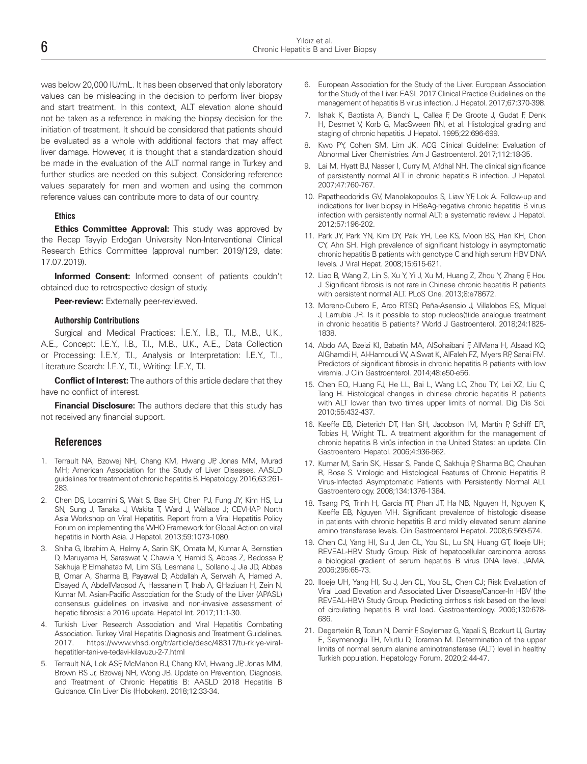was below 20,000 IU/mL. It has been observed that only laboratory values can be misleading in the decision to perform liver biopsy and start treatment. In this context, ALT elevation alone should not be taken as a reference in making the biopsy decision for the initiation of treatment. It should be considered that patients should be evaluated as a whole with additional factors that may affect liver damage. However, it is thought that a standardization should be made in the evaluation of the ALT normal range in Turkey and further studies are needed on this subject. Considering reference values separately for men and women and using the common reference values can contribute more to data of our country.

### Ethics

**Ethics Committee Approval:** This study was approved by the Recep Tayyip Erdoğan University Non-Interventional Clinical Research Ethics Committee (approval number: 2019/129, date: 17.07.2019).

**Informed Consent:** Informed consent of patients couldn't obtained due to retrospective design of study.

**Peer-review:** Externally peer-reviewed.

### Authorship Contributions

Surgical and Medical Practices: İ.E.Y., İ.B., T.I., M.B., U.K., A.E., Concept: İ.E.Y., İ.B., T.I., M.B., U.K., A.E., Data Collection or Processing: İ.E.Y., T.I., Analysis or Interpretation: İ.E.Y., T.I., Literature Search: İ.E.Y., T.I., Writing: İ.E.Y., T.I.

**Conflict of Interest:** The authors of this article declare that they have no conflict of interest.

**Financial Disclosure:** The authors declare that this study has not received any financial support.

## References

1. Terrault NA, Bzowej NH, Chang KM, Hwang JP, Jonas MM, Murad MH; American Association for the Study of Liver Diseases. AASLD guidelines for treatment of chronic hepatitis B. Hepatology. 2016;63:261-283.
2. Chen DS, Locarnini S, Wait S, Bae SH, Chen PJ, Fung JY, Kim HS, Lu SN, Sung J, Tanaka J, Wakita T, Ward J, Wallace J; CEVHAP North Asia Workshop on Viral Hepatitis. Report from a Viral Hepatitis Policy Forum on implementing the WHO Framework for Global Action on viral hepatitis in North Asia. J Hepatol. 2013;59:1073-1080.
3. Shiha G, Ibrahim A, Helmy A, Sarin SK, Omata M, Kumar A, Bernstien D, Maruyama H, Saraswat V, Chawla Y, Hamid S, Abbas Z, Bedossa P, Sakhuja P, Elmahatab M, Lim SG, Lesmana L, Sollano J, Jia JD, Abbas B, Omar A, Sharma B, Payawal D, Abdallah A, Serwah A, Hamed A, Elsayed A, AbdelMaqsod A, Hassanein T, Ihab A, GHaziuan H, Zein N, Kumar M. Asian-Pacific Association for the Study of the Liver (APASL) consensus guidelines on invasive and non-invasive assessment of hepatic fibrosis: a 2016 update. Hepatol Int. 2017;11:1-30.
4. Turkish Liver Research Association and Viral Hepatitis Combating Association. Turkey Viral Hepatitis Diagnosis and Treatment Guidelines. 2017. https://www.vhsd.org/tr/article/desc/48317/tu-rkiye-viral-hepatitler-tani-ve-tedavi-kilavuzu-2-7.html
5. Terrault NA, Lok ASF, McMahon BJ, Chang KM, Hwang JP, Jonas MM, Brown RS Jr, Bzowej NH, Wong JB. Update on Prevention, Diagnosis, and Treatment of Chronic Hepatitis B: AASLD 2018 Hepatitis B Guidance. Clin Liver Dis (Hoboken). 2018;12:33-34.
6. European Association for the Study of the Liver. European Association for the Study of the Liver. EASL 2017 Clinical Practice Guidelines on the management of hepatitis B virus infection. J Hepatol. 2017;67:370-398.
7. Ishak K, Baptista A, Bianchi L, Callea F, De Groote J, Gudat F, Denk H, Desmet V, Korb G, MacSween RN, et al. Histological grading and staging of chronic hepatitis. J Hepatol. 1995;22:696-699.
8. Kwo PY, Cohen SM, Lim JK. ACG Clinical Guideline: Evaluation of Abnormal Liver Chemistries. Am J Gastroenterol. 2017;112:18-35.
9. Lai M, Hyatt BJ, Nasser I, Curry M, Afdhal NH. The clinical significance of persistently normal ALT in chronic hepatitis B infection. J Hepatol. 2007;47:760-767.
10. Papatheodoridis GV, Manolakopoulos S, Liaw YF, Lok A. Follow-up and indications for liver biopsy in HBeAg-negative chronic hepatitis B virus infection with persistently normal ALT: a systematic review. J Hepatol. 2012;57:196-202.
11. Park JY, Park YN, Kim DY, Paik YH, Lee KS, Moon BS, Han KH, Chon CY, Ahn SH. High prevalence of significant histology in asymptomatic chronic hepatitis B patients with genotype C and high serum HBV DNA levels. J Viral Hepat. 2008;15:615-621.
12. Liao B, Wang Z, Lin S, Xu Y, Yi J, Xu M, Huang Z, Zhou Y, Zhang F, Hou J. Significant fibrosis is not rare in Chinese chronic hepatitis B patients with persistent normal ALT. PLoS One. 2013;8:e78672.
13. Moreno-Cubero E, Arco RTSD, Peña-Asensio J, Villalobos ES, Míquel J, Larrubia JR. Is it possible to stop nucleos(t)ide analogue treatment in chronic hepatitis B patients? World J Gastroenterol. 2018;24:1825-1838.
14. Abdo AA, Bzeizi KI, Babatin MA, AlSohaibani F, AlMana H, Alsaad KO, AlGhamdi H, Al-Hamoudi W, AlSwat K, AlFaleh FZ, Myers RP, Sanai FM. Predictors of significant fibrosis in chronic hepatitis B patients with low viremia. J Clin Gastroenterol. 2014;48:e50-e56.
15. Chen EQ, Huang FJ, He LL, Bai L, Wang LC, Zhou TY, Lei XZ, Liu C, Tang H. Histological changes in chinese chronic hepatitis B patients with ALT lower than two times upper limits of normal. Dig Dis Sci. 2010;55:432-437.
16. Keeffe EB, Dieterich DT, Han SH, Jacobson IM, Martin P, Schiff ER, Tobias H, Wright TL. A treatment algorithm for the management of chronic hepatitis B virüs infection in the United States: an update. Clin Gastroenterol Hepatol. 2006;4:936-962.
17. Kumar M, Sarin SK, Hissar S, Pande C, Sakhuja P, Sharma BC, Chauhan R, Bose S. Virologic and Histological Features of Chronic Hepatitis B Virus-Infected Asymptomatic Patients with Persistently Normal ALT. Gastroenterology. 2008;134:1376-1384.
18. Tsang PS, Trinh H, Garcia RT, Phan JT, Ha NB, Nguyen H, Nguyen K, Keeffe EB, Nguyen MH. Significant prevalence of histologic disease in patients with chronic hepatitis B and mildly elevated serum alanine amino transferase levels. Clin Gastroenterol Hepatol. 2008;6:569-574.
19. Chen CJ, Yang HI, Su J, Jen CL, You SL, Lu SN, Huang GT, Iloeje UH; REVEAL-HBV Study Group. Risk of hepatocellular carcinoma across a biological gradient of serum hepatitis B virus DNA level. JAMA. 2006;295:65-73.
20. Iloeje UH, Yang HI, Su J, Jen CL, You SL, Chen CJ; Risk Evaluation of Viral Load Elevation and Associated Liver Disease/Cancer-In HBV (the REVEAL-HBV) Study Group. Predicting cirrhosis risk based on the level of circulating hepatitis B viral load. Gastroenterology. 2006;130:678-686.
21. Degertekin B, Tozun N, Demir F, Soylemez G, Yapali S, Bozkurt U, Gurtay E, Seymenoglu TH, Mutlu D, Toraman M. Determination of the upper limits of normal serum alanine aminotransferase (ALT) level in healthy Turkish population. Hepatology Forum. 2020;2:44-47.